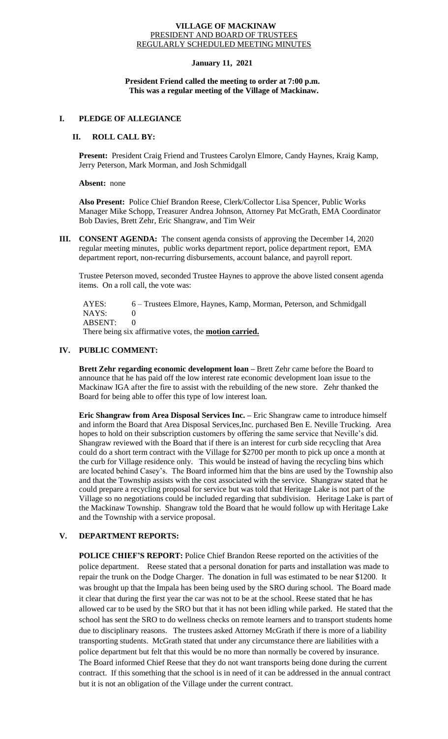**VILLAGE OF MACKINAW**
PRESIDENT AND BOARD OF TRUSTEES
REGULARLY SCHEDULED MEETING MINUTES

**January 11, 2021**

**President Friend called the meeting to order at 7:00 p.m.**
**This was a regular meeting of the Village of Mackinaw.**

## I. PLEDGE OF ALLEGIANCE

## II. ROLL CALL BY:

**Present:** President Craig Friend and Trustees Carolyn Elmore, Candy Haynes, Kraig Kamp, Jerry Peterson, Mark Morman, and Josh Schmidgall

**Absent:** none

**Also Present:** Police Chief Brandon Reese, Clerk/Collector Lisa Spencer, Public Works Manager Mike Schopp, Treasurer Andrea Johnson, Attorney Pat McGrath, EMA Coordinator Bob Davies, Brett Zehr, Eric Shangraw, and Tim Weir

## III. CONSENT AGENDA:

The consent agenda consists of approving the December 14, 2020 regular meeting minutes, public works department report, police department report, EMA department report, non-recurring disbursements, account balance, and payroll report.

Trustee Peterson moved, seconded Trustee Haynes to approve the above listed consent agenda items. On a roll call, the vote was:

AYES: 6 – Trustees Elmore, Haynes, Kamp, Morman, Peterson, and Schmidgall
NAYS: 0
ABSENT: 0
There being six affirmative votes, the **motion carried.**

## IV. PUBLIC COMMENT:

**Brett Zehr regarding economic development loan –** Brett Zehr came before the Board to announce that he has paid off the low interest rate economic development loan issue to the Mackinaw IGA after the fire to assist with the rebuilding of the new store. Zehr thanked the Board for being able to offer this type of low interest loan.

**Eric Shangraw from Area Disposal Services Inc. –** Eric Shangraw came to introduce himself and inform the Board that Area Disposal Services,Inc. purchased Ben E. Neville Trucking. Area hopes to hold on their subscription customers by offering the same service that Neville's did. Shangraw reviewed with the Board that if there is an interest for curb side recycling that Area could do a short term contract with the Village for $2700 per month to pick up once a month at the curb for Village residence only. This would be instead of having the recycling bins which are located behind Casey's. The Board informed him that the bins are used by the Township also and that the Township assists with the cost associated with the service. Shangraw stated that he could prepare a recycling proposal for service but was told that Heritage Lake is not part of the Village so no negotiations could be included regarding that subdivision. Heritage Lake is part of the Mackinaw Township. Shangraw told the Board that he would follow up with Heritage Lake and the Township with a service proposal.

## V. DEPARTMENT REPORTS:

**POLICE CHIEF'S REPORT:** Police Chief Brandon Reese reported on the activities of the police department. Reese stated that a personal donation for parts and installation was made to repair the trunk on the Dodge Charger. The donation in full was estimated to be near $1200. It was brought up that the Impala has been being used by the SRO during school. The Board made it clear that during the first year the car was not to be at the school. Reese stated that he has allowed car to be used by the SRO but that it has not been idling while parked. He stated that the school has sent the SRO to do wellness checks on remote learners and to transport students home due to disciplinary reasons. The trustees asked Attorney McGrath if there is more of a liability transporting students. McGrath stated that under any circumstance there are liabilities with a police department but felt that this would be no more than normally be covered by insurance. The Board informed Chief Reese that they do not want transports being done during the current contract. If this something that the school is in need of it can be addressed in the annual contract but it is not an obligation of the Village under the current contract.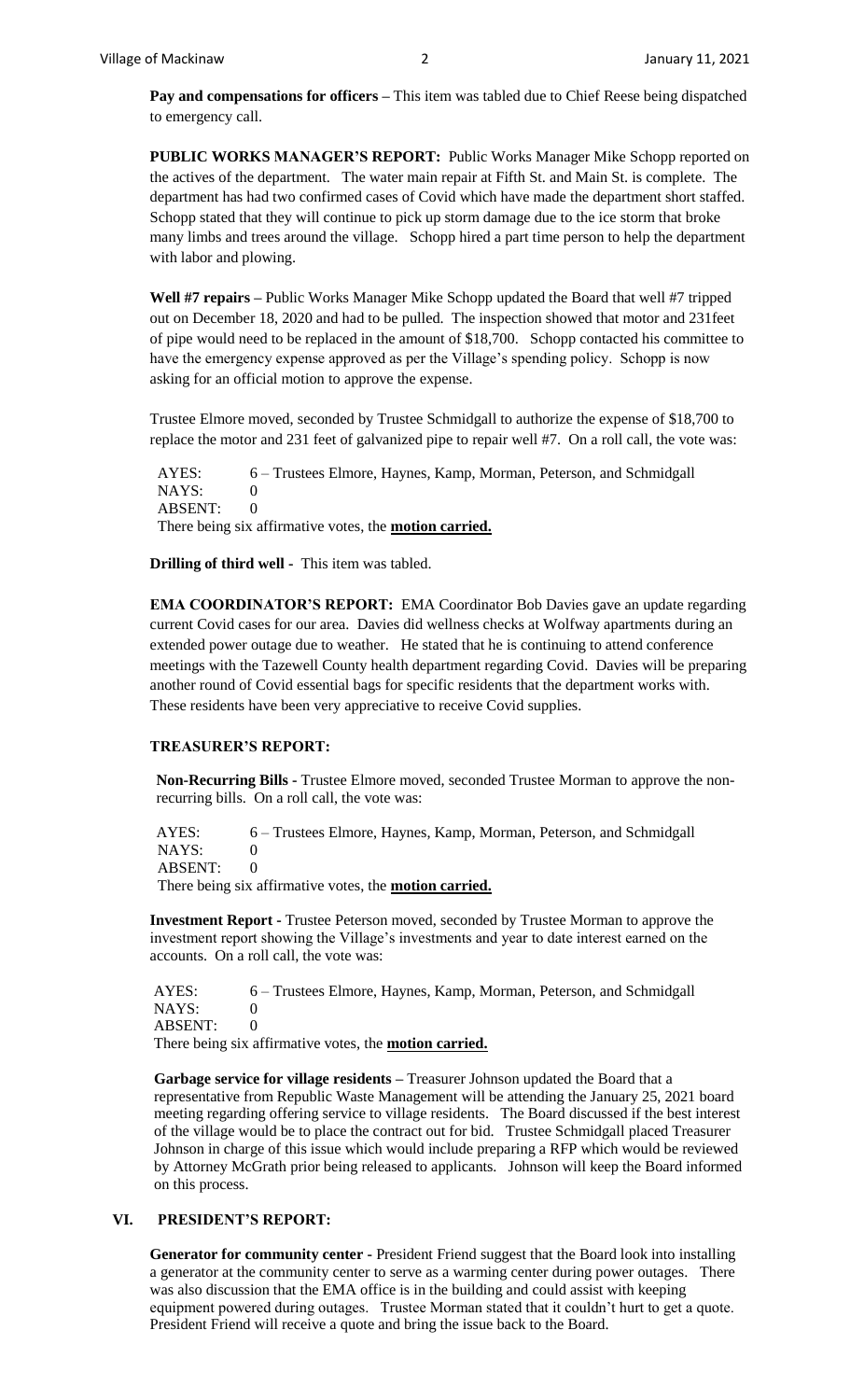**Pay and compensations for officers –** This item was tabled due to Chief Reese being dispatched to emergency call.

**PUBLIC WORKS MANAGER'S REPORT:** Public Works Manager Mike Schopp reported on the actives of the department. The water main repair at Fifth St. and Main St. is complete. The department has had two confirmed cases of Covid which have made the department short staffed. Schopp stated that they will continue to pick up storm damage due to the ice storm that broke many limbs and trees around the village. Schopp hired a part time person to help the department with labor and plowing.

**Well #7 repairs –** Public Works Manager Mike Schopp updated the Board that well #7 tripped out on December 18, 2020 and had to be pulled. The inspection showed that motor and 231feet of pipe would need to be replaced in the amount of $18,700. Schopp contacted his committee to have the emergency expense approved as per the Village's spending policy. Schopp is now asking for an official motion to approve the expense.

Trustee Elmore moved, seconded by Trustee Schmidgall to authorize the expense of $18,700 to replace the motor and 231 feet of galvanized pipe to repair well #7. On a roll call, the vote was:

AYES: 6 – Trustees Elmore, Haynes, Kamp, Morman, Peterson, and Schmidgall
NAYS: 0
ABSENT: 0
There being six affirmative votes, the **motion carried.**

**Drilling of third well -** This item was tabled.

**EMA COORDINATOR'S REPORT:** EMA Coordinator Bob Davies gave an update regarding current Covid cases for our area. Davies did wellness checks at Wolfway apartments during an extended power outage due to weather. He stated that he is continuing to attend conference meetings with the Tazewell County health department regarding Covid. Davies will be preparing another round of Covid essential bags for specific residents that the department works with. These residents have been very appreciative to receive Covid supplies.

**TREASURER'S REPORT:**

**Non-Recurring Bills -** Trustee Elmore moved, seconded Trustee Morman to approve the non-recurring bills. On a roll call, the vote was:

AYES: 6 – Trustees Elmore, Haynes, Kamp, Morman, Peterson, and Schmidgall
NAYS: 0
ABSENT: 0
There being six affirmative votes, the **motion carried.**

**Investment Report -** Trustee Peterson moved, seconded by Trustee Morman to approve the investment report showing the Village's investments and year to date interest earned on the accounts. On a roll call, the vote was:

AYES: 6 – Trustees Elmore, Haynes, Kamp, Morman, Peterson, and Schmidgall
NAYS: 0
ABSENT: 0
There being six affirmative votes, the **motion carried.**

**Garbage service for village residents –** Treasurer Johnson updated the Board that a representative from Republic Waste Management will be attending the January 25, 2021 board meeting regarding offering service to village residents. The Board discussed if the best interest of the village would be to place the contract out for bid. Trustee Schmidgall placed Treasurer Johnson in charge of this issue which would include preparing a RFP which would be reviewed by Attorney McGrath prior being released to applicants. Johnson will keep the Board informed on this process.

## VI. PRESIDENT'S REPORT:

**Generator for community center -** President Friend suggest that the Board look into installing a generator at the community center to serve as a warming center during power outages. There was also discussion that the EMA office is in the building and could assist with keeping equipment powered during outages. Trustee Morman stated that it couldn't hurt to get a quote. President Friend will receive a quote and bring the issue back to the Board.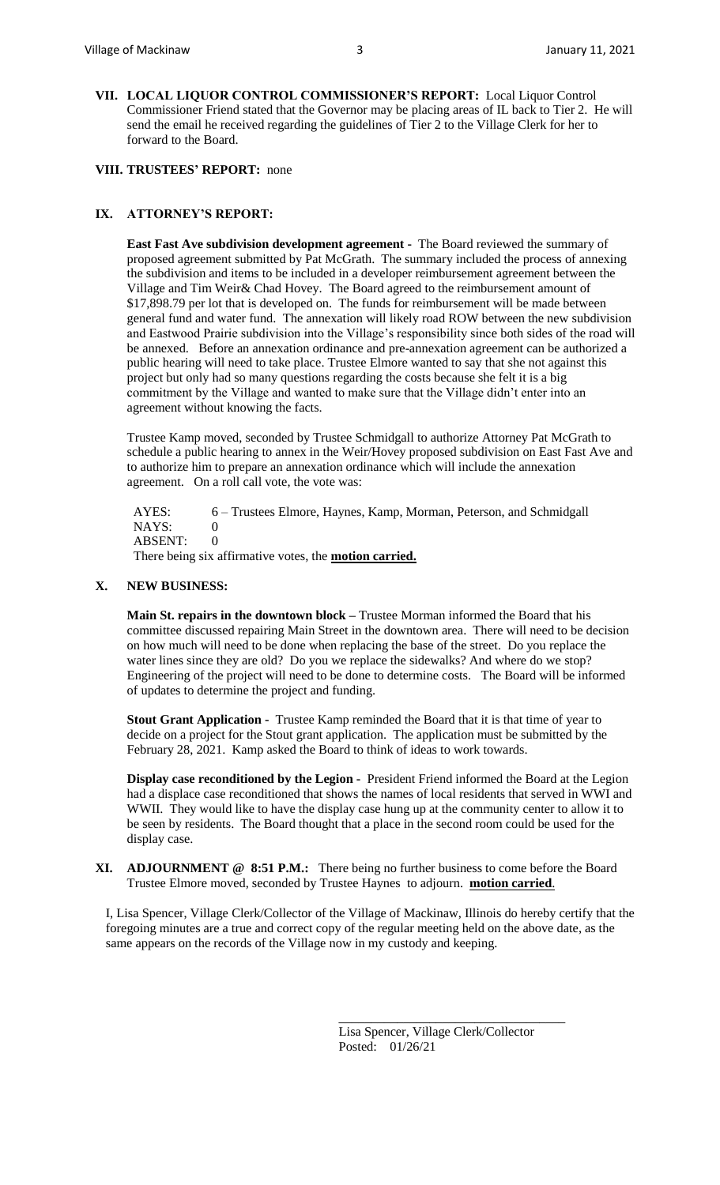**VII. LOCAL LIQUOR CONTROL COMMISSIONER'S REPORT:** Local Liquor Control Commissioner Friend stated that the Governor may be placing areas of IL back to Tier 2. He will send the email he received regarding the guidelines of Tier 2 to the Village Clerk for her to forward to the Board.

**VIII. TRUSTEES' REPORT:** none

**IX. ATTORNEY'S REPORT:**

**East Fast Ave subdivision development agreement** - The Board reviewed the summary of proposed agreement submitted by Pat McGrath. The summary included the process of annexing the subdivision and items to be included in a developer reimbursement agreement between the Village and Tim Weir& Chad Hovey. The Board agreed to the reimbursement amount of $17,898.79 per lot that is developed on. The funds for reimbursement will be made between general fund and water fund. The annexation will likely road ROW between the new subdivision and Eastwood Prairie subdivision into the Village's responsibility since both sides of the road will be annexed. Before an annexation ordinance and pre-annexation agreement can be authorized a public hearing will need to take place. Trustee Elmore wanted to say that she not against this project but only had so many questions regarding the costs because she felt it is a big commitment by the Village and wanted to make sure that the Village didn't enter into an agreement without knowing the facts.

Trustee Kamp moved, seconded by Trustee Schmidgall to authorize Attorney Pat McGrath to schedule a public hearing to annex in the Weir/Hovey proposed subdivision on East Fast Ave and to authorize him to prepare an annexation ordinance which will include the annexation agreement. On a roll call vote, the vote was:

AYES: 6 – Trustees Elmore, Haynes, Kamp, Morman, Peterson, and Schmidgall
NAYS: 0
ABSENT: 0
There being six affirmative votes, the **motion carried.**

**X. NEW BUSINESS:**

**Main St. repairs in the downtown block** – Trustee Morman informed the Board that his committee discussed repairing Main Street in the downtown area. There will need to be decision on how much will need to be done when replacing the base of the street. Do you replace the water lines since they are old? Do you we replace the sidewalks? And where do we stop? Engineering of the project will need to be done to determine costs. The Board will be informed of updates to determine the project and funding.

**Stout Grant Application** - Trustee Kamp reminded the Board that it is that time of year to decide on a project for the Stout grant application. The application must be submitted by the February 28, 2021. Kamp asked the Board to think of ideas to work towards.

**Display case reconditioned by the Legion -** President Friend informed the Board at the Legion had a displace case reconditioned that shows the names of local residents that served in WWI and WWII. They would like to have the display case hung up at the community center to allow it to be seen by residents. The Board thought that a place in the second room could be used for the display case.

**XI. ADJOURNMENT @ 8:51 P.M.:** There being no further business to come before the Board Trustee Elmore moved, seconded by Trustee Haynes to adjourn. **motion carried**.

I, Lisa Spencer, Village Clerk/Collector of the Village of Mackinaw, Illinois do hereby certify that the foregoing minutes are a true and correct copy of the regular meeting held on the above date, as the same appears on the records of the Village now in my custody and keeping.

\_\_\_\_\_\_\_\_\_\_\_\_\_\_\_\_\_\_\_\_\_\_\_\_\_\_\_\_\_\_\_\_\_\_\_\_

Lisa Spencer, Village Clerk/Collector
Posted: 01/26/21